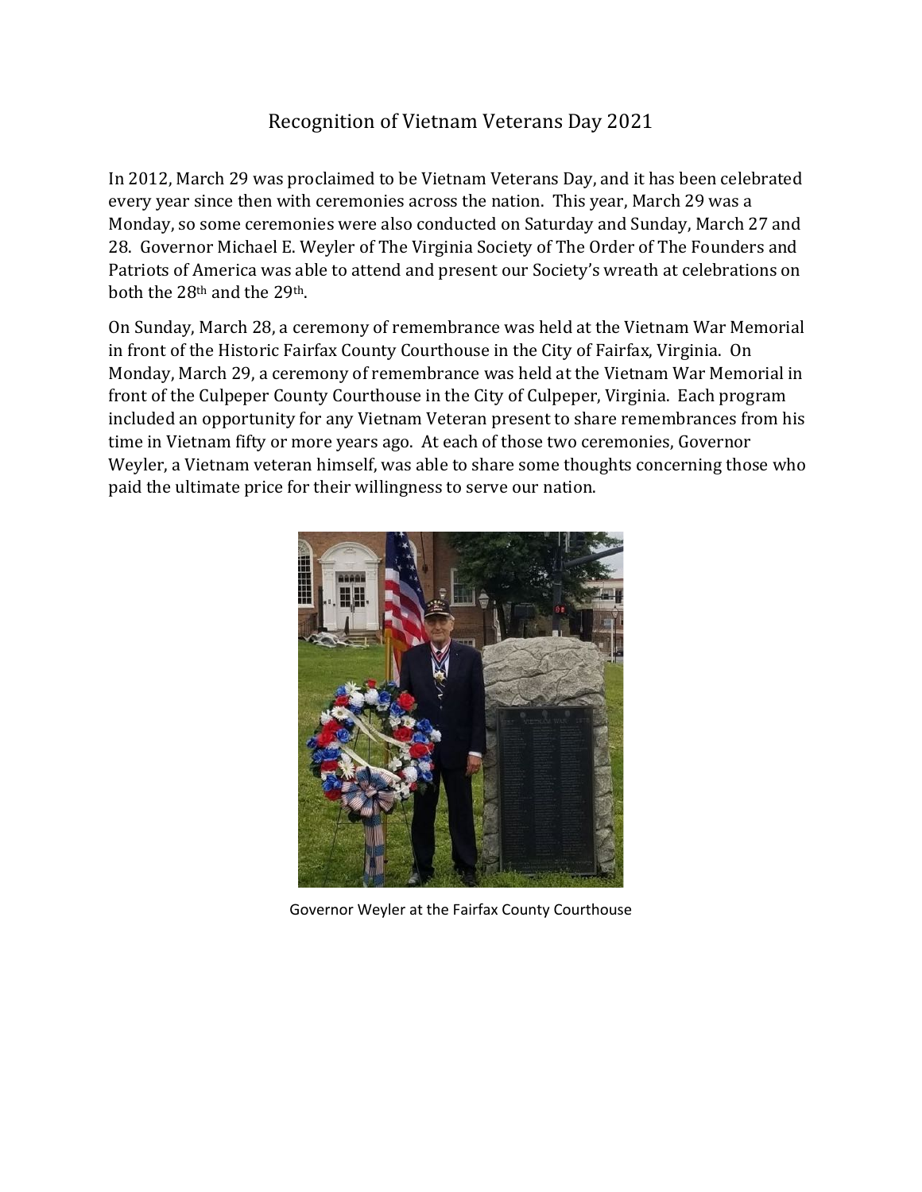# Recognition of Vietnam Veterans Day 2021

In 2012, March 29 was proclaimed to be Vietnam Veterans Day, and it has been celebrated every year since then with ceremonies across the nation. This year, March 29 was a Monday, so some ceremonies were also conducted on Saturday and Sunday, March 27 and 28. Governor Michael E. Weyler of The Virginia Society of The Order of The Founders and Patriots of America was able to attend and present our Society's wreath at celebrations on both the 28th and the 29th.

On Sunday, March 28, a ceremony of remembrance was held at the Vietnam War Memorial in front of the Historic Fairfax County Courthouse in the City of Fairfax, Virginia. On Monday, March 29, a ceremony of remembrance was held at the Vietnam War Memorial in front of the Culpeper County Courthouse in the City of Culpeper, Virginia. Each program included an opportunity for any Vietnam Veteran present to share remembrances from his time in Vietnam fifty or more years ago. At each of those two ceremonies, Governor Weyler, a Vietnam veteran himself, was able to share some thoughts concerning those who paid the ultimate price for their willingness to serve our nation.

Governor Weyler at the Fairfax County Courthouse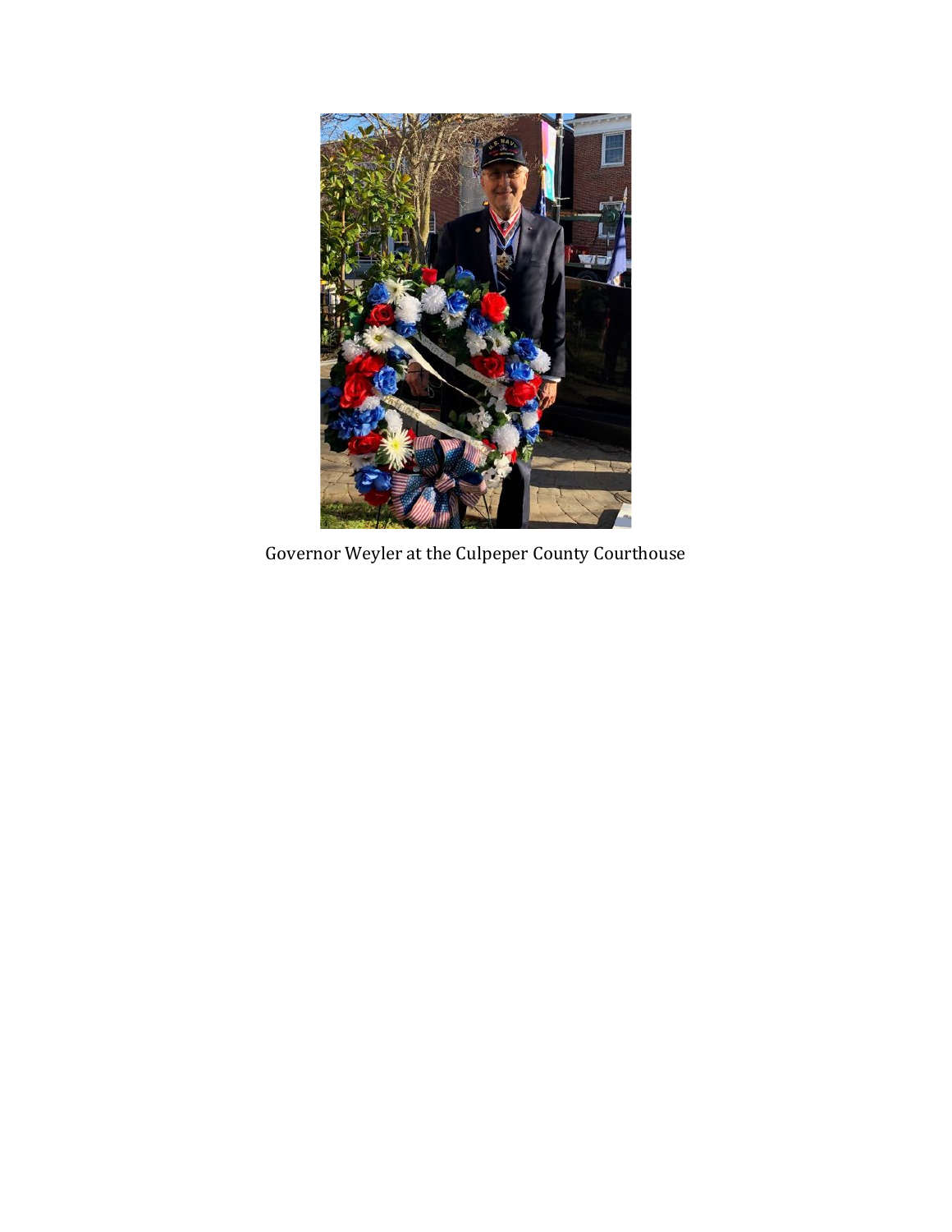Governor Weyler at the Culpeper County Courthouse